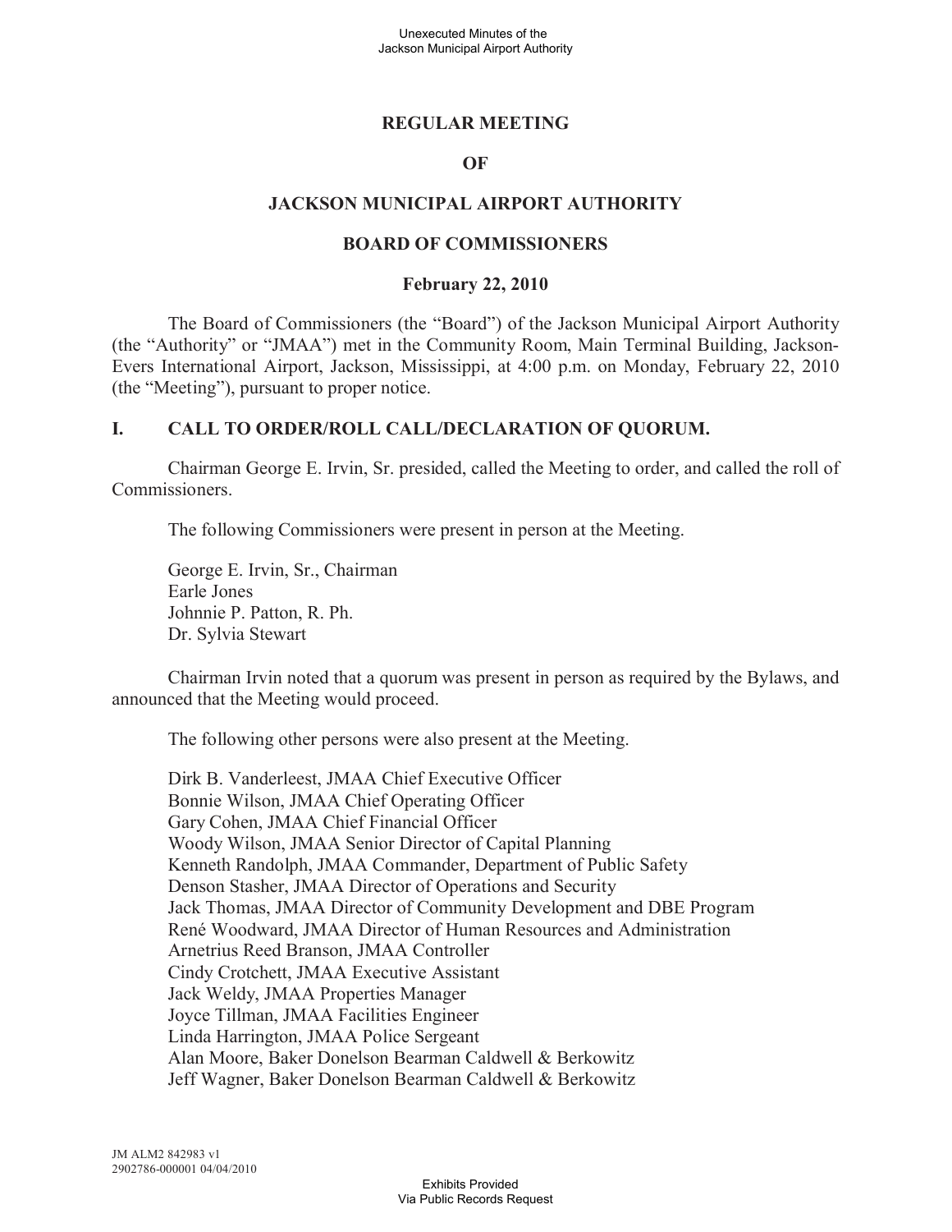# REGULAR MEETING

# OF

# JACKSON MUNICIPAL AIRPORT AUTHORITY

# BOARD OF COMMISSIONERS

## February 22, 2010

The Board of Commissioners (the "Board") of the Jackson Municipal Airport Authority (the "Authority" or "JMAA") met in the Community Room, Main Terminal Building, Jackson-Evers International Airport, Jackson, Mississippi, at 4:00 p.m. on Monday, February 22, 2010 (the "Meeting"), pursuant to proper notice.

## I. CALL TO ORDER/ROLL CALL/DECLARATION OF QUORUM.

Chairman George E. Irvin, Sr. presided, called the Meeting to order, and called the roll of Commissioners.

The following Commissioners were present in person at the Meeting.

George E. Irvin, Sr., Chairman
Earle Jones
Johnnie P. Patton, R. Ph.
Dr. Sylvia Stewart

Chairman Irvin noted that a quorum was present in person as required by the Bylaws, and announced that the Meeting would proceed.

The following other persons were also present at the Meeting.

Dirk B. Vanderleest, JMAA Chief Executive Officer
Bonnie Wilson, JMAA Chief Operating Officer
Gary Cohen, JMAA Chief Financial Officer
Woody Wilson, JMAA Senior Director of Capital Planning
Kenneth Randolph, JMAA Commander, Department of Public Safety
Denson Stasher, JMAA Director of Operations and Security
Jack Thomas, JMAA Director of Community Development and DBE Program
René Woodward, JMAA Director of Human Resources and Administration
Arnetrius Reed Branson, JMAA Controller
Cindy Crotchett, JMAA Executive Assistant
Jack Weldy, JMAA Properties Manager
Joyce Tillman, JMAA Facilities Engineer
Linda Harrington, JMAA Police Sergeant
Alan Moore, Baker Donelson Bearman Caldwell & Berkowitz
Jeff Wagner, Baker Donelson Bearman Caldwell & Berkowitz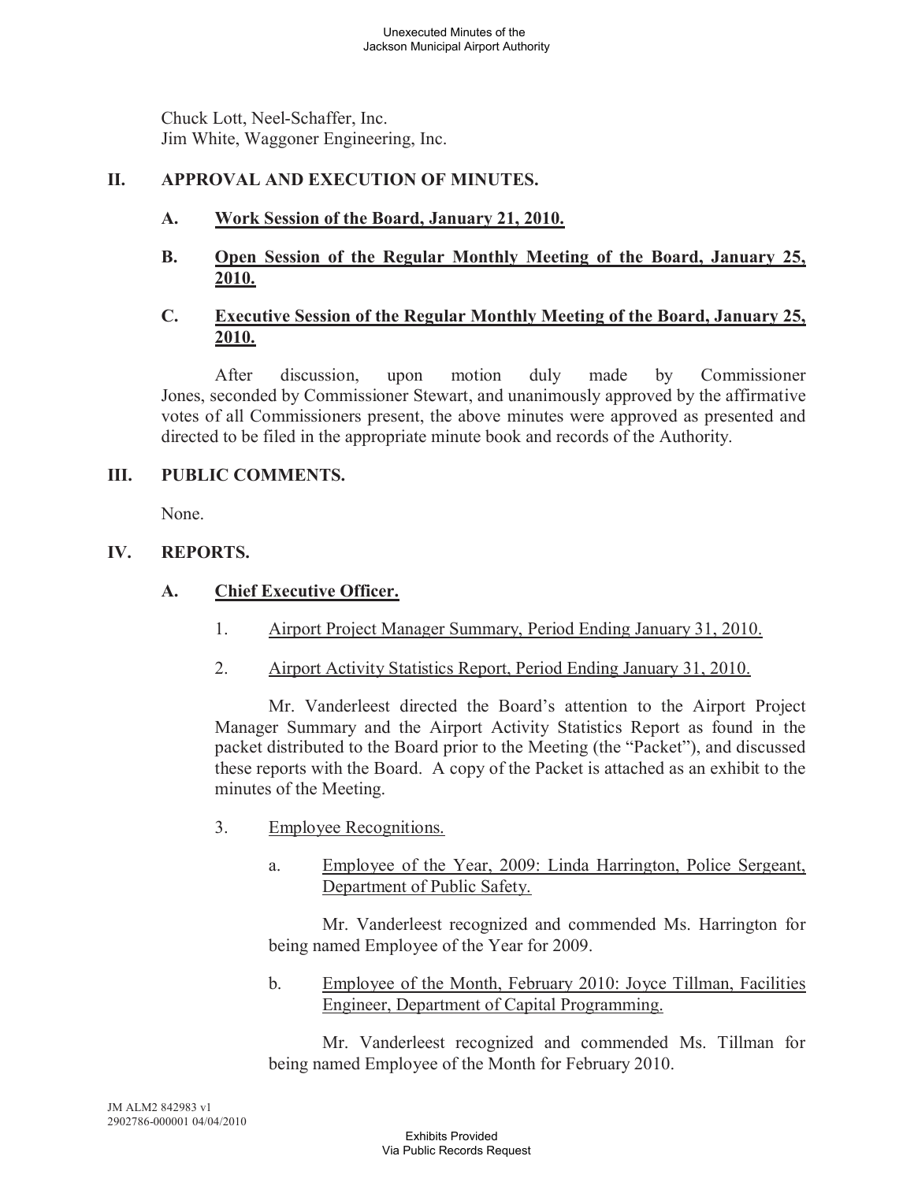Chuck Lott, Neel-Schaffer, Inc.
Jim White, Waggoner Engineering, Inc.

## II. APPROVAL AND EXECUTION OF MINUTES.

### A. <u>Work Session of the Board, January 21, 2010.</u>

### B. <u>Open Session of the Regular Monthly Meeting of the Board, January 25, 2010.</u>

### C. <u>Executive Session of the Regular Monthly Meeting of the Board, January 25, 2010.</u>

After discussion, upon motion duly made by Commissioner Jones, seconded by Commissioner Stewart, and unanimously approved by the affirmative votes of all Commissioners present, the above minutes were approved as presented and directed to be filed in the appropriate minute book and records of the Authority.

## III. PUBLIC COMMENTS.

None.

## IV. REPORTS.

### A. <u>Chief Executive Officer.</u>

1. <u>Airport Project Manager Summary, Period Ending January 31, 2010.</u>

2. <u>Airport Activity Statistics Report, Period Ending January 31, 2010.</u>

Mr. Vanderleest directed the Board's attention to the Airport Project Manager Summary and the Airport Activity Statistics Report as found in the packet distributed to the Board prior to the Meeting (the "Packet"), and discussed these reports with the Board. A copy of the Packet is attached as an exhibit to the minutes of the Meeting.

3. <u>Employee Recognitions.</u>

   a. <u>Employee of the Year, 2009: Linda Harrington, Police Sergeant, Department of Public Safety.</u>

   Mr. Vanderleest recognized and commended Ms. Harrington for being named Employee of the Year for 2009.

   b. <u>Employee of the Month, February 2010: Joyce Tillman, Facilities Engineer, Department of Capital Programming.</u>

   Mr. Vanderleest recognized and commended Ms. Tillman for being named Employee of the Month for February 2010.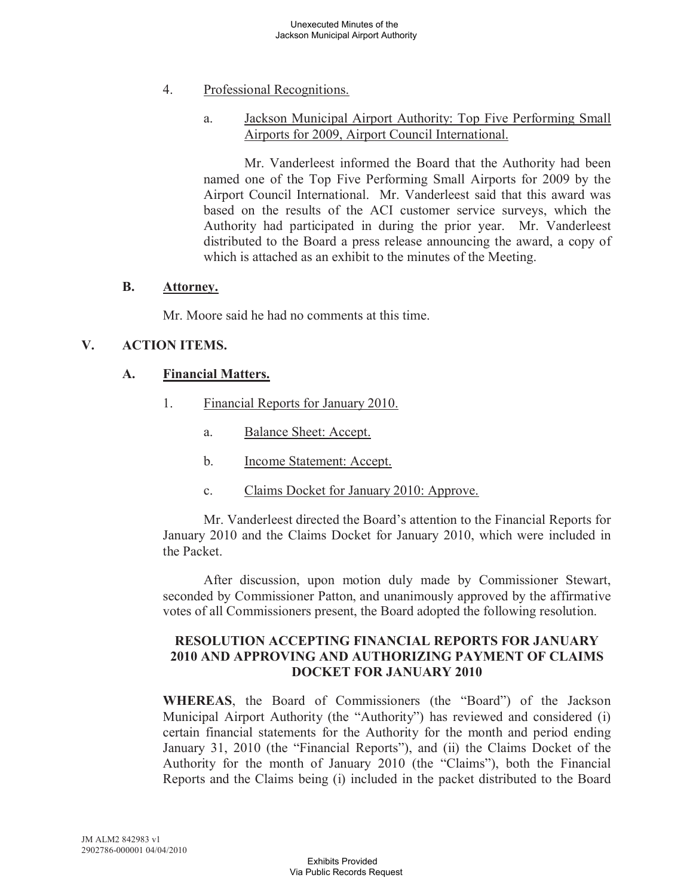4. Professional Recognitions.

   a. Jackson Municipal Airport Authority: Top Five Performing Small Airports for 2009, Airport Council International.

   Mr. Vanderleest informed the Board that the Authority had been named one of the Top Five Performing Small Airports for 2009 by the Airport Council International. Mr. Vanderleest said that this award was based on the results of the ACI customer service surveys, which the Authority had participated in during the prior year. Mr. Vanderleest distributed to the Board a press release announcing the award, a copy of which is attached as an exhibit to the minutes of the Meeting.

### B. Attorney.

Mr. Moore said he had no comments at this time.

## V. ACTION ITEMS.

### A. Financial Matters.

1. Financial Reports for January 2010.

   a. Balance Sheet: Accept.

   b. Income Statement: Accept.

   c. Claims Docket for January 2010: Approve.

Mr. Vanderleest directed the Board's attention to the Financial Reports for January 2010 and the Claims Docket for January 2010, which were included in the Packet.

After discussion, upon motion duly made by Commissioner Stewart, seconded by Commissioner Patton, and unanimously approved by the affirmative votes of all Commissioners present, the Board adopted the following resolution.

**RESOLUTION ACCEPTING FINANCIAL REPORTS FOR JANUARY 2010 AND APPROVING AND AUTHORIZING PAYMENT OF CLAIMS DOCKET FOR JANUARY 2010**

**WHEREAS**, the Board of Commissioners (the "Board") of the Jackson Municipal Airport Authority (the "Authority") has reviewed and considered (i) certain financial statements for the Authority for the month and period ending January 31, 2010 (the "Financial Reports"), and (ii) the Claims Docket of the Authority for the month of January 2010 (the "Claims"), both the Financial Reports and the Claims being (i) included in the packet distributed to the Board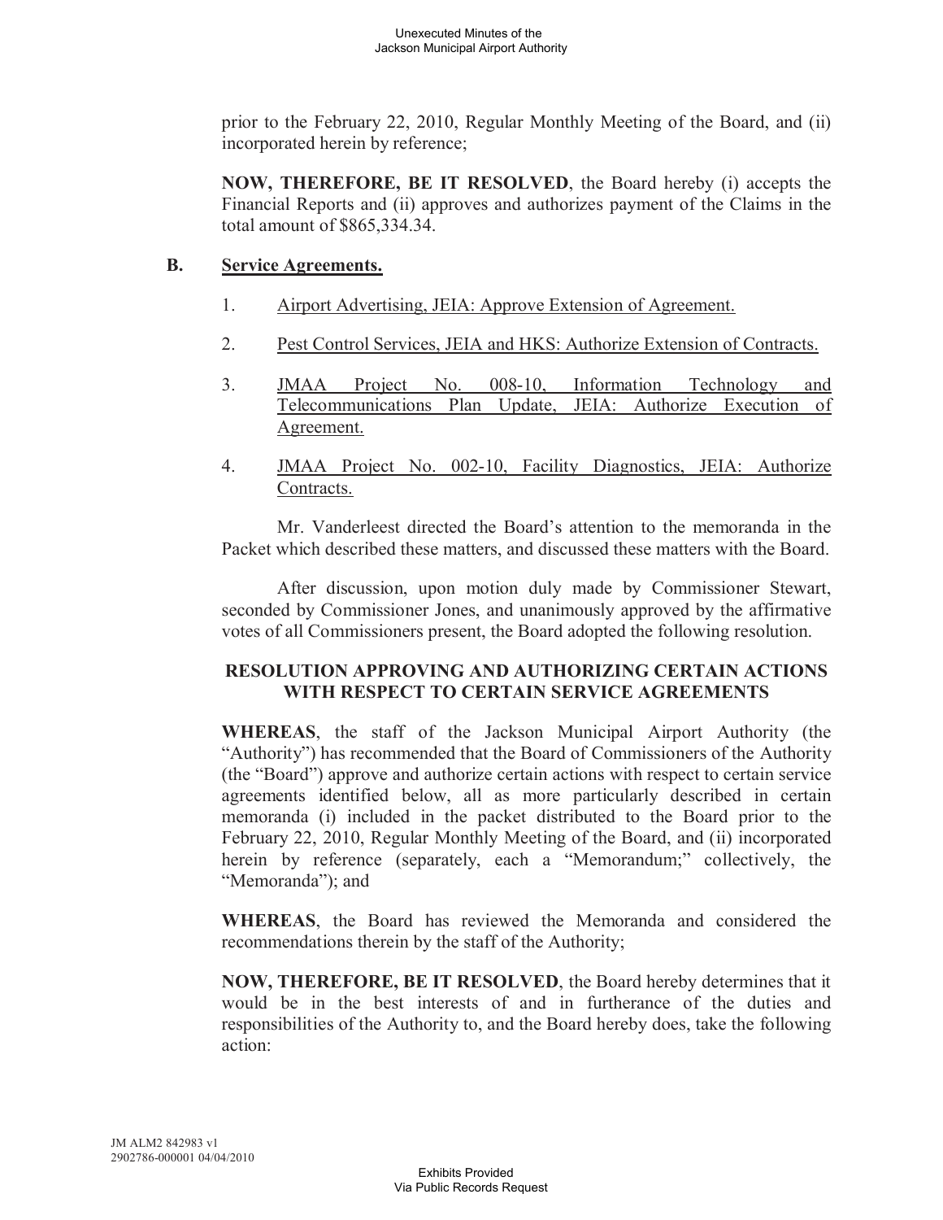prior to the February 22, 2010, Regular Monthly Meeting of the Board, and (ii) incorporated herein by reference;

**NOW, THEREFORE, BE IT RESOLVED**, the Board hereby (i) accepts the Financial Reports and (ii) approves and authorizes payment of the Claims in the total amount of $865,334.34.

**B. Service Agreements.**

1. Airport Advertising, JEIA: Approve Extension of Agreement.

2. Pest Control Services, JEIA and HKS: Authorize Extension of Contracts.

3. JMAA Project No. 008-10, Information Technology and Telecommunications Plan Update, JEIA: Authorize Execution of Agreement.

4. JMAA Project No. 002-10, Facility Diagnostics, JEIA: Authorize Contracts.

Mr. Vanderleest directed the Board's attention to the memoranda in the Packet which described these matters, and discussed these matters with the Board.

After discussion, upon motion duly made by Commissioner Stewart, seconded by Commissioner Jones, and unanimously approved by the affirmative votes of all Commissioners present, the Board adopted the following resolution.

**RESOLUTION APPROVING AND AUTHORIZING CERTAIN ACTIONS WITH RESPECT TO CERTAIN SERVICE AGREEMENTS**

**WHEREAS**, the staff of the Jackson Municipal Airport Authority (the "Authority") has recommended that the Board of Commissioners of the Authority (the "Board") approve and authorize certain actions with respect to certain service agreements identified below, all as more particularly described in certain memoranda (i) included in the packet distributed to the Board prior to the February 22, 2010, Regular Monthly Meeting of the Board, and (ii) incorporated herein by reference (separately, each a "Memorandum;" collectively, the "Memoranda"); and

**WHEREAS**, the Board has reviewed the Memoranda and considered the recommendations therein by the staff of the Authority;

**NOW, THEREFORE, BE IT RESOLVED**, the Board hereby determines that it would be in the best interests of and in furtherance of the duties and responsibilities of the Authority to, and the Board hereby does, take the following action: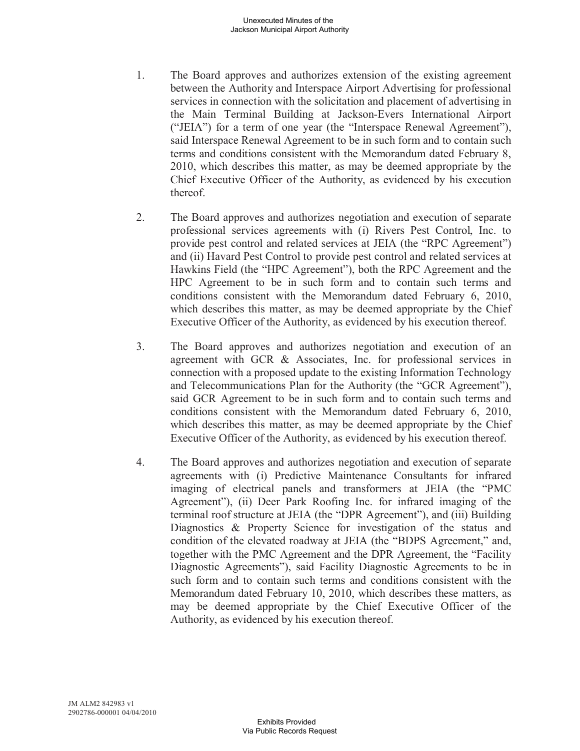1. The Board approves and authorizes extension of the existing agreement between the Authority and Interspace Airport Advertising for professional services in connection with the solicitation and placement of advertising in the Main Terminal Building at Jackson-Evers International Airport ("JEIA") for a term of one year (the "Interspace Renewal Agreement"), said Interspace Renewal Agreement to be in such form and to contain such terms and conditions consistent with the Memorandum dated February 8, 2010, which describes this matter, as may be deemed appropriate by the Chief Executive Officer of the Authority, as evidenced by his execution thereof.

2. The Board approves and authorizes negotiation and execution of separate professional services agreements with (i) Rivers Pest Control, Inc. to provide pest control and related services at JEIA (the "RPC Agreement") and (ii) Havard Pest Control to provide pest control and related services at Hawkins Field (the "HPC Agreement"), both the RPC Agreement and the HPC Agreement to be in such form and to contain such terms and conditions consistent with the Memorandum dated February 6, 2010, which describes this matter, as may be deemed appropriate by the Chief Executive Officer of the Authority, as evidenced by his execution thereof.

3. The Board approves and authorizes negotiation and execution of an agreement with GCR & Associates, Inc. for professional services in connection with a proposed update to the existing Information Technology and Telecommunications Plan for the Authority (the "GCR Agreement"), said GCR Agreement to be in such form and to contain such terms and conditions consistent with the Memorandum dated February 6, 2010, which describes this matter, as may be deemed appropriate by the Chief Executive Officer of the Authority, as evidenced by his execution thereof.

4. The Board approves and authorizes negotiation and execution of separate agreements with (i) Predictive Maintenance Consultants for infrared imaging of electrical panels and transformers at JEIA (the "PMC Agreement"), (ii) Deer Park Roofing Inc. for infrared imaging of the terminal roof structure at JEIA (the "DPR Agreement"), and (iii) Building Diagnostics & Property Science for investigation of the status and condition of the elevated roadway at JEIA (the "BDPS Agreement," and, together with the PMC Agreement and the DPR Agreement, the "Facility Diagnostic Agreements"), said Facility Diagnostic Agreements to be in such form and to contain such terms and conditions consistent with the Memorandum dated February 10, 2010, which describes these matters, as may be deemed appropriate by the Chief Executive Officer of the Authority, as evidenced by his execution thereof.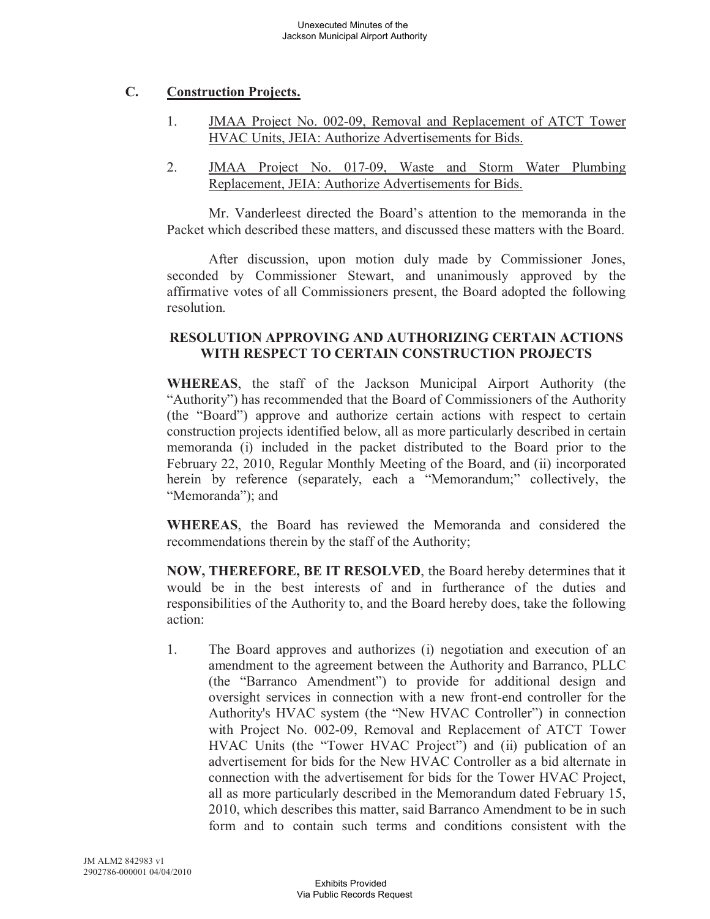### C. Construction Projects.

1. JMAA Project No. 002-09, Removal and Replacement of ATCT Tower HVAC Units, JEIA: Authorize Advertisements for Bids.

2. JMAA Project No. 017-09, Waste and Storm Water Plumbing Replacement, JEIA: Authorize Advertisements for Bids.

Mr. Vanderleest directed the Board's attention to the memoranda in the Packet which described these matters, and discussed these matters with the Board.

After discussion, upon motion duly made by Commissioner Jones, seconded by Commissioner Stewart, and unanimously approved by the affirmative votes of all Commissioners present, the Board adopted the following resolution.

**RESOLUTION APPROVING AND AUTHORIZING CERTAIN ACTIONS WITH RESPECT TO CERTAIN CONSTRUCTION PROJECTS**

**WHEREAS**, the staff of the Jackson Municipal Airport Authority (the "Authority") has recommended that the Board of Commissioners of the Authority (the "Board") approve and authorize certain actions with respect to certain construction projects identified below, all as more particularly described in certain memoranda (i) included in the packet distributed to the Board prior to the February 22, 2010, Regular Monthly Meeting of the Board, and (ii) incorporated herein by reference (separately, each a "Memorandum;" collectively, the "Memoranda"); and

**WHEREAS**, the Board has reviewed the Memoranda and considered the recommendations therein by the staff of the Authority;

**NOW, THEREFORE, BE IT RESOLVED**, the Board hereby determines that it would be in the best interests of and in furtherance of the duties and responsibilities of the Authority to, and the Board hereby does, take the following action:

1. The Board approves and authorizes (i) negotiation and execution of an amendment to the agreement between the Authority and Barranco, PLLC (the "Barranco Amendment") to provide for additional design and oversight services in connection with a new front-end controller for the Authority's HVAC system (the "New HVAC Controller") in connection with Project No. 002-09, Removal and Replacement of ATCT Tower HVAC Units (the "Tower HVAC Project") and (ii) publication of an advertisement for bids for the New HVAC Controller as a bid alternate in connection with the advertisement for bids for the Tower HVAC Project, all as more particularly described in the Memorandum dated February 15, 2010, which describes this matter, said Barranco Amendment to be in such form and to contain such terms and conditions consistent with the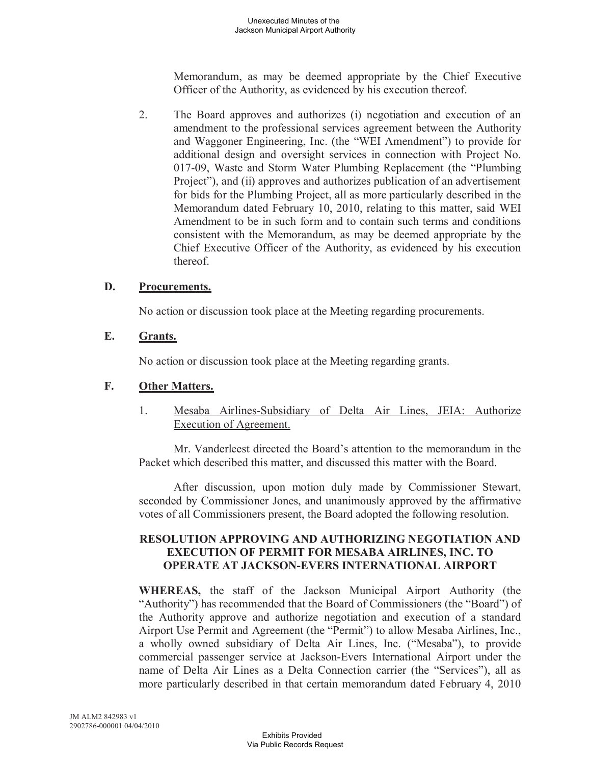Memorandum, as may be deemed appropriate by the Chief Executive Officer of the Authority, as evidenced by his execution thereof.

2. The Board approves and authorizes (i) negotiation and execution of an amendment to the professional services agreement between the Authority and Waggoner Engineering, Inc. (the "WEI Amendment") to provide for additional design and oversight services in connection with Project No. 017-09, Waste and Storm Water Plumbing Replacement (the "Plumbing Project"), and (ii) approves and authorizes publication of an advertisement for bids for the Plumbing Project, all as more particularly described in the Memorandum dated February 10, 2010, relating to this matter, said WEI Amendment to be in such form and to contain such terms and conditions consistent with the Memorandum, as may be deemed appropriate by the Chief Executive Officer of the Authority, as evidenced by his execution thereof.

## D. Procurements.

No action or discussion took place at the Meeting regarding procurements.

## E. Grants.

No action or discussion took place at the Meeting regarding grants.

## F. Other Matters.

1. Mesaba Airlines-Subsidiary of Delta Air Lines, JEIA: Authorize Execution of Agreement.

Mr. Vanderleest directed the Board's attention to the memorandum in the Packet which described this matter, and discussed this matter with the Board.

After discussion, upon motion duly made by Commissioner Stewart, seconded by Commissioner Jones, and unanimously approved by the affirmative votes of all Commissioners present, the Board adopted the following resolution.

**RESOLUTION APPROVING AND AUTHORIZING NEGOTIATION AND EXECUTION OF PERMIT FOR MESABA AIRLINES, INC. TO OPERATE AT JACKSON-EVERS INTERNATIONAL AIRPORT**

**WHEREAS,** the staff of the Jackson Municipal Airport Authority (the "Authority") has recommended that the Board of Commissioners (the "Board") of the Authority approve and authorize negotiation and execution of a standard Airport Use Permit and Agreement (the "Permit") to allow Mesaba Airlines, Inc., a wholly owned subsidiary of Delta Air Lines, Inc. ("Mesaba"), to provide commercial passenger service at Jackson-Evers International Airport under the name of Delta Air Lines as a Delta Connection carrier (the "Services"), all as more particularly described in that certain memorandum dated February 4, 2010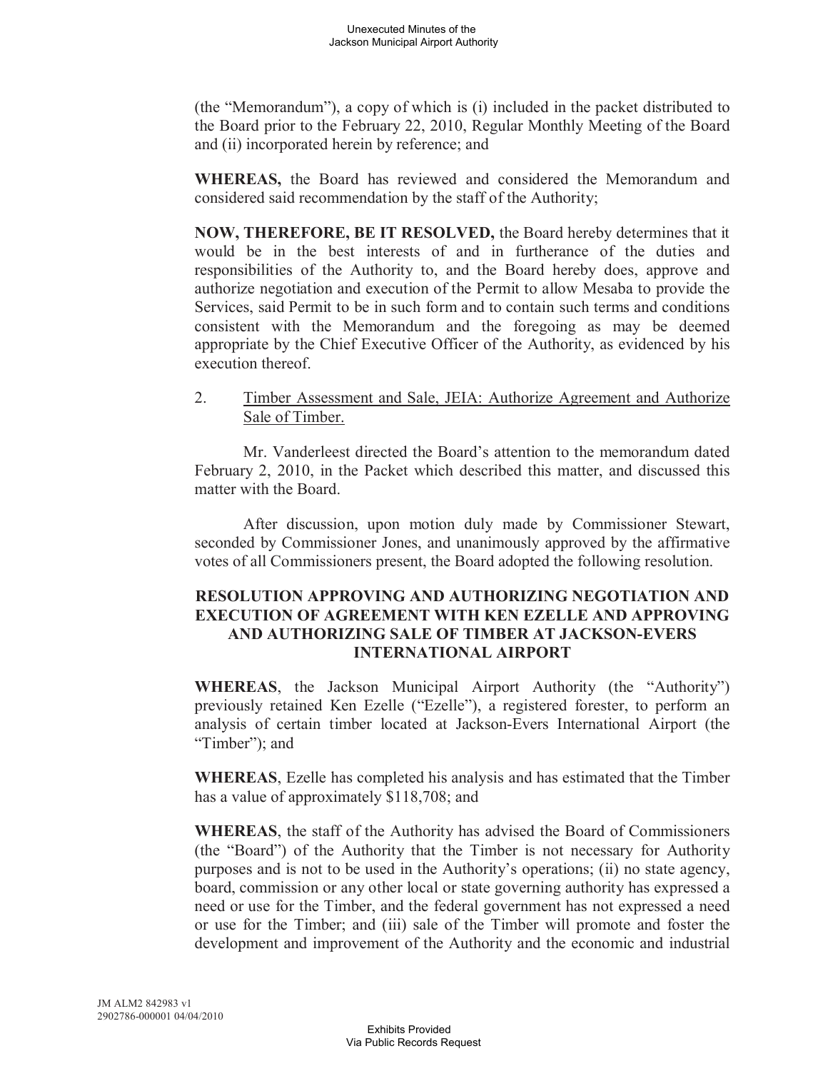(the "Memorandum"), a copy of which is (i) included in the packet distributed to the Board prior to the February 22, 2010, Regular Monthly Meeting of the Board and (ii) incorporated herein by reference; and

**WHEREAS,** the Board has reviewed and considered the Memorandum and considered said recommendation by the staff of the Authority;

**NOW, THEREFORE, BE IT RESOLVED,** the Board hereby determines that it would be in the best interests of and in furtherance of the duties and responsibilities of the Authority to, and the Board hereby does, approve and authorize negotiation and execution of the Permit to allow Mesaba to provide the Services, said Permit to be in such form and to contain such terms and conditions consistent with the Memorandum and the foregoing as may be deemed appropriate by the Chief Executive Officer of the Authority, as evidenced by his execution thereof.

2. Timber Assessment and Sale, JEIA: Authorize Agreement and Authorize Sale of Timber.

Mr. Vanderleest directed the Board's attention to the memorandum dated February 2, 2010, in the Packet which described this matter, and discussed this matter with the Board.

After discussion, upon motion duly made by Commissioner Stewart, seconded by Commissioner Jones, and unanimously approved by the affirmative votes of all Commissioners present, the Board adopted the following resolution.

**RESOLUTION APPROVING AND AUTHORIZING NEGOTIATION AND EXECUTION OF AGREEMENT WITH KEN EZELLE AND APPROVING AND AUTHORIZING SALE OF TIMBER AT JACKSON-EVERS INTERNATIONAL AIRPORT**

**WHEREAS**, the Jackson Municipal Airport Authority (the "Authority") previously retained Ken Ezelle ("Ezelle"), a registered forester, to perform an analysis of certain timber located at Jackson-Evers International Airport (the "Timber"); and

**WHEREAS**, Ezelle has completed his analysis and has estimated that the Timber has a value of approximately $118,708; and

**WHEREAS**, the staff of the Authority has advised the Board of Commissioners (the "Board") of the Authority that the Timber is not necessary for Authority purposes and is not to be used in the Authority's operations; (ii) no state agency, board, commission or any other local or state governing authority has expressed a need or use for the Timber, and the federal government has not expressed a need or use for the Timber; and (iii) sale of the Timber will promote and foster the development and improvement of the Authority and the economic and industrial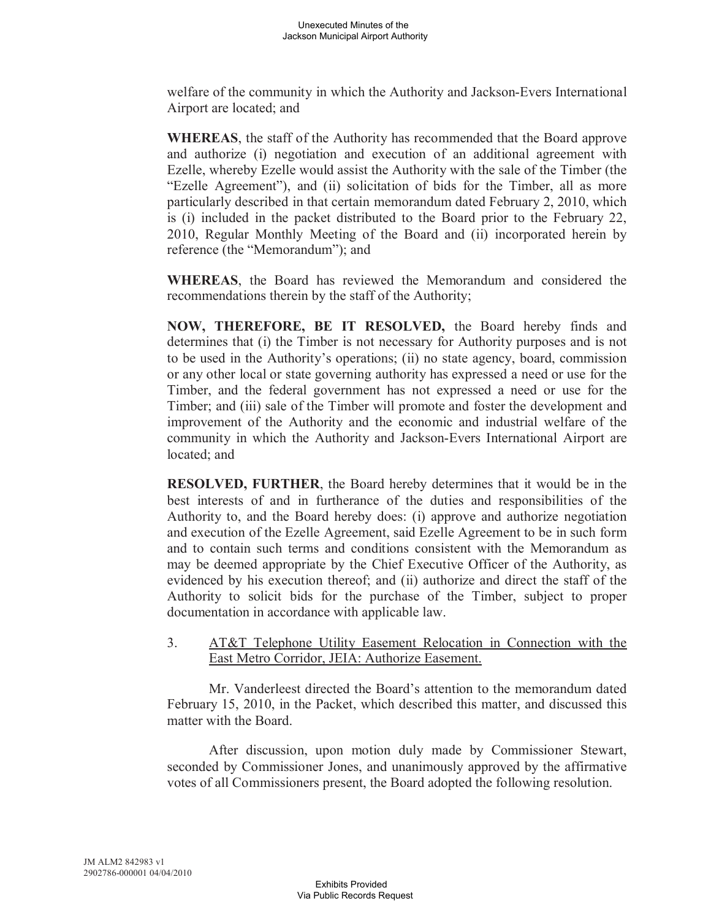welfare of the community in which the Authority and Jackson-Evers International Airport are located; and

**WHEREAS**, the staff of the Authority has recommended that the Board approve and authorize (i) negotiation and execution of an additional agreement with Ezelle, whereby Ezelle would assist the Authority with the sale of the Timber (the "Ezelle Agreement"), and (ii) solicitation of bids for the Timber, all as more particularly described in that certain memorandum dated February 2, 2010, which is (i) included in the packet distributed to the Board prior to the February 22, 2010, Regular Monthly Meeting of the Board and (ii) incorporated herein by reference (the "Memorandum"); and

**WHEREAS**, the Board has reviewed the Memorandum and considered the recommendations therein by the staff of the Authority;

**NOW, THEREFORE, BE IT RESOLVED,** the Board hereby finds and determines that (i) the Timber is not necessary for Authority purposes and is not to be used in the Authority's operations; (ii) no state agency, board, commission or any other local or state governing authority has expressed a need or use for the Timber, and the federal government has not expressed a need or use for the Timber; and (iii) sale of the Timber will promote and foster the development and improvement of the Authority and the economic and industrial welfare of the community in which the Authority and Jackson-Evers International Airport are located; and

**RESOLVED, FURTHER**, the Board hereby determines that it would be in the best interests of and in furtherance of the duties and responsibilities of the Authority to, and the Board hereby does: (i) approve and authorize negotiation and execution of the Ezelle Agreement, said Ezelle Agreement to be in such form and to contain such terms and conditions consistent with the Memorandum as may be deemed appropriate by the Chief Executive Officer of the Authority, as evidenced by his execution thereof; and (ii) authorize and direct the staff of the Authority to solicit bids for the purchase of the Timber, subject to proper documentation in accordance with applicable law.

3. AT&T Telephone Utility Easement Relocation in Connection with the East Metro Corridor, JEIA: Authorize Easement.

Mr. Vanderleest directed the Board's attention to the memorandum dated February 15, 2010, in the Packet, which described this matter, and discussed this matter with the Board.

After discussion, upon motion duly made by Commissioner Stewart, seconded by Commissioner Jones, and unanimously approved by the affirmative votes of all Commissioners present, the Board adopted the following resolution.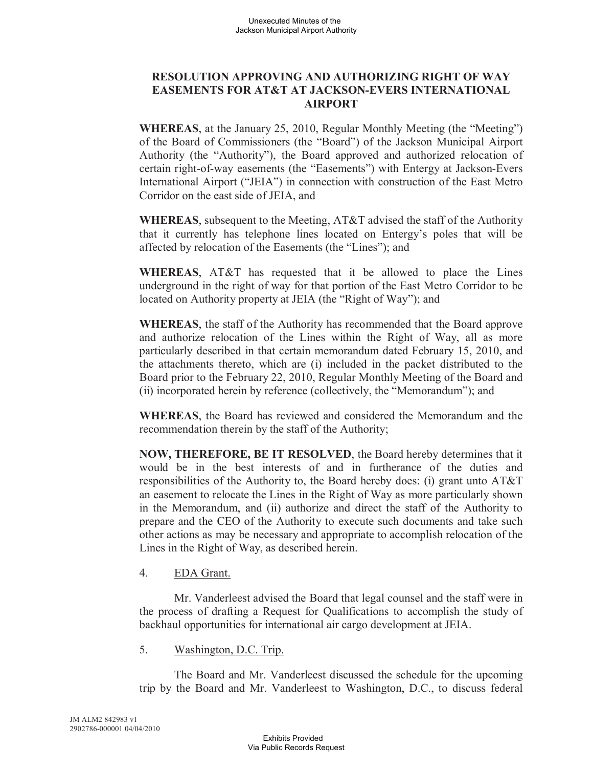**RESOLUTION APPROVING AND AUTHORIZING RIGHT OF WAY EASEMENTS FOR AT&T AT JACKSON-EVERS INTERNATIONAL AIRPORT**

**WHEREAS**, at the January 25, 2010, Regular Monthly Meeting (the "Meeting") of the Board of Commissioners (the "Board") of the Jackson Municipal Airport Authority (the "Authority"), the Board approved and authorized relocation of certain right-of-way easements (the "Easements") with Entergy at Jackson-Evers International Airport ("JEIA") in connection with construction of the East Metro Corridor on the east side of JEIA, and

**WHEREAS**, subsequent to the Meeting, AT&T advised the staff of the Authority that it currently has telephone lines located on Entergy's poles that will be affected by relocation of the Easements (the "Lines"); and

**WHEREAS**, AT&T has requested that it be allowed to place the Lines underground in the right of way for that portion of the East Metro Corridor to be located on Authority property at JEIA (the "Right of Way"); and

**WHEREAS**, the staff of the Authority has recommended that the Board approve and authorize relocation of the Lines within the Right of Way, all as more particularly described in that certain memorandum dated February 15, 2010, and the attachments thereto, which are (i) included in the packet distributed to the Board prior to the February 22, 2010, Regular Monthly Meeting of the Board and (ii) incorporated herein by reference (collectively, the "Memorandum"); and

**WHEREAS**, the Board has reviewed and considered the Memorandum and the recommendation therein by the staff of the Authority;

**NOW, THEREFORE, BE IT RESOLVED**, the Board hereby determines that it would be in the best interests of and in furtherance of the duties and responsibilities of the Authority to, the Board hereby does: (i) grant unto AT&T an easement to relocate the Lines in the Right of Way as more particularly shown in the Memorandum, and (ii) authorize and direct the staff of the Authority to prepare and the CEO of the Authority to execute such documents and take such other actions as may be necessary and appropriate to accomplish relocation of the Lines in the Right of Way, as described herein.

4. EDA Grant.

Mr. Vanderleest advised the Board that legal counsel and the staff were in the process of drafting a Request for Qualifications to accomplish the study of backhaul opportunities for international air cargo development at JEIA.

5. Washington, D.C. Trip.

The Board and Mr. Vanderleest discussed the schedule for the upcoming trip by the Board and Mr. Vanderleest to Washington, D.C., to discuss federal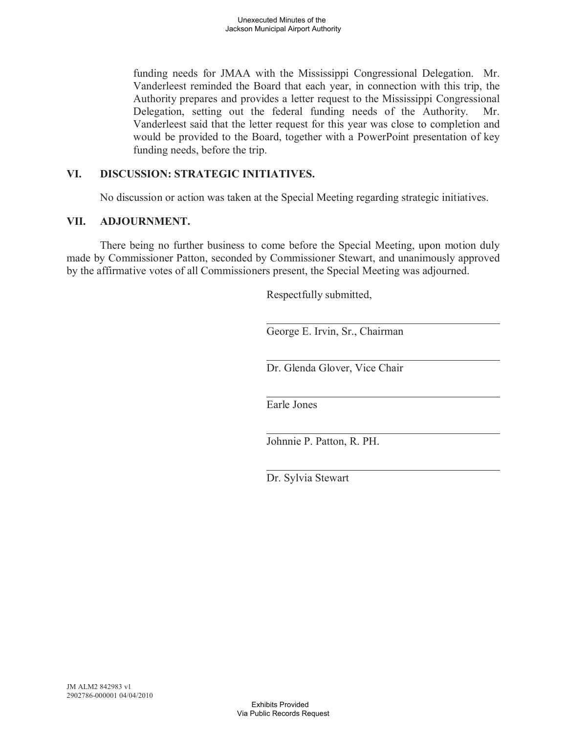funding needs for JMAA with the Mississippi Congressional Delegation. Mr. Vanderleest reminded the Board that each year, in connection with this trip, the Authority prepares and provides a letter request to the Mississippi Congressional Delegation, setting out the federal funding needs of the Authority. Mr. Vanderleest said that the letter request for this year was close to completion and would be provided to the Board, together with a PowerPoint presentation of key funding needs, before the trip.

## VI. DISCUSSION: STRATEGIC INITIATIVES.

No discussion or action was taken at the Special Meeting regarding strategic initiatives.

## VII. ADJOURNMENT.

There being no further business to come before the Special Meeting, upon motion duly made by Commissioner Patton, seconded by Commissioner Stewart, and unanimously approved by the affirmative votes of all Commissioners present, the Special Meeting was adjourned.

Respectfully submitted,

\_\_\_\_\_\_\_\_\_\_\_\_\_\_\_\_\_\_\_\_\_\_\_\_\_\_\_\_\_\_\_\_\_\_\_\_\_\_\_\_

George E. Irvin, Sr., Chairman

\_\_\_\_\_\_\_\_\_\_\_\_\_\_\_\_\_\_\_\_\_\_\_\_\_\_\_\_\_\_\_\_\_\_\_\_\_\_\_\_

Dr. Glenda Glover, Vice Chair

\_\_\_\_\_\_\_\_\_\_\_\_\_\_\_\_\_\_\_\_\_\_\_\_\_\_\_\_\_\_\_\_\_\_\_\_\_\_\_\_

Earle Jones

\_\_\_\_\_\_\_\_\_\_\_\_\_\_\_\_\_\_\_\_\_\_\_\_\_\_\_\_\_\_\_\_\_\_\_\_\_\_\_\_

Johnnie P. Patton, R. PH.

\_\_\_\_\_\_\_\_\_\_\_\_\_\_\_\_\_\_\_\_\_\_\_\_\_\_\_\_\_\_\_\_\_\_\_\_\_\_\_\_

Dr. Sylvia Stewart

JM ALM2 842983 v1
2902786-000001 04/04/2010